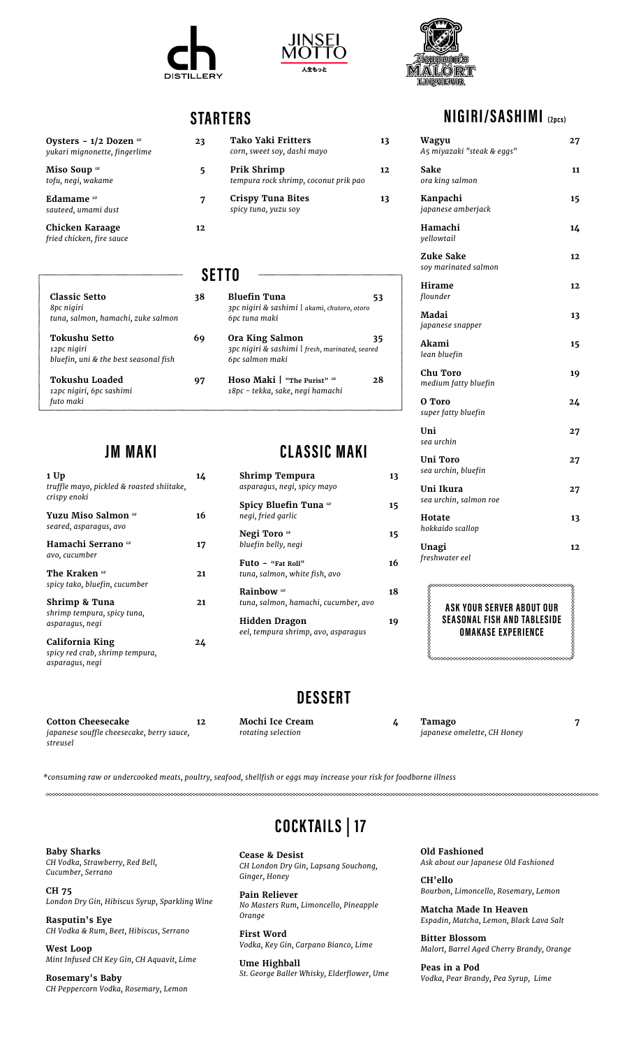JINSEI MOTTO 人生もっと

## STARTERS

**Oysters - 1/2 Dozen** GF — 23
*yukari mignonette, fingerlime*

**Miso Soup** GF — 5
*tofu, negi, wakame*

**Edamame** GF — 7
*sauteed, umami dust*

**Chicken Karaage** — 12
*fried chicken, fire sauce*

**Tako Yaki Fritters** — 13
*corn, sweet soy, dashi mayo*

**Prik Shrimp** — 12
*tempura rock shrimp, coconut prik pao*

**Crispy Tuna Bites** — 13
*spicy tuna, yuzu soy*

## SETTO

**Classic Setto** — 38
*8pc nigiri*
*tuna, salmon, hamachi, zuke salmon*

**Tokushu Setto** — 69
*12pc nigiri*
*bluefin, uni & the best seasonal fish*

**Tokushu Loaded** — 97
*12pc nigiri, 6pc sashimi*
*futo maki*

**Bluefin Tuna** — 53
*3pc nigiri & sashimi | akami, chutoro, otoro*
*6pc tuna maki*

**Ora King Salmon** — 35
*3pc nigiri & sashimi | fresh, marinated, seared*
*6pc salmon maki*

**Hoso Maki | "The Purist"** GF — 28
*18pc - tekka, sake, negi hamachi*

## JM MAKI

**1 Up** — 14
*truffle mayo, pickled & roasted shiitake, crispy enoki*

**Yuzu Miso Salmon** GF — 16
*seared, asparagus, avo*

**Hamachi Serrano** GF — 17
*avo, cucumber*

**The Kraken** GF — 21
*spicy tako, bluefin, cucumber*

**Shrimp & Tuna** — 21
*shrimp tempura, spicy tuna, asparagus, negi*

**California King** — 24
*spicy red crab, shrimp tempura, asparagus, negi*

## CLASSIC MAKI

**Shrimp Tempura** — 13
*asparagus, negi, spicy mayo*

**Spicy Bluefin Tuna** GF — 15
*negi, fried garlic*

**Negi Toro** GF — 15
*bluefin belly, negi*

**Futo - "Fat Roll"** — 16
*tuna, salmon, white fish, avo*

**Rainbow** GF — 18
*tuna, salmon, hamachi, cucumber, avo*

**Hidden Dragon** — 19
*eel, tempura shrimp, avo, asparagus*

## NIGIRI/SASHIMI (2pcs)

**Wagyu** — 27
*A5 miyazaki "steak & eggs"*

**Sake** — 11
*ora king salmon*

**Kanpachi** — 15
*japanese amberjack*

**Hamachi** — 14
*yellowtail*

**Zuke Sake** — 12
*soy marinated salmon*

**Hirame** — 12
*flounder*

**Madai** — 13
*japanese snapper*

**Akami** — 15
*lean bluefin*

**Chu Toro** — 19
*medium fatty bluefin*

**O Toro** — 24
*super fatty bluefin*

**Uni** — 27
*sea urchin*

**Uni Toro** — 27
*sea urchin, bluefin*

**Uni Ikura** — 27
*sea urchin, salmon roe*

**Hotate** — 13
*hokkaido scallop*

**Unagi** — 12
*freshwater eel*

**ASK YOUR SERVER ABOUT OUR SEASONAL FISH AND TABLESIDE OMAKASE EXPERIENCE**

## DESSERT

**Cotton Cheesecake** — 12
*japanese souffle cheesecake, berry sauce, streusel*

**Mochi Ice Cream** — 4
*rotating selection*

**Tamago** — 7
*japanese omelette, CH Honey*

*consuming raw or undercooked meats, poultry, seafood, shellfish or eggs may increase your risk for foodborne illness*

## COCKTAILS | 17

**Baby Sharks**
*CH Vodka, Strawberry, Red Bell, Cucumber, Serrano*

**CH 75**
*London Dry Gin, Hibiscus Syrup, Sparkling Wine*

**Rasputin's Eye**
*CH Vodka & Rum, Beet, Hibiscus, Serrano*

**West Loop**
*Mint Infused CH Key Gin, CH Aquavit, Lime*

**Rosemary's Baby**
*CH Peppercorn Vodka, Rosemary, Lemon*

**Cease & Desist**
*CH London Dry Gin, Lapsang Souchong, Ginger, Honey*

**Pain Reliever**
*No Masters Rum, Limoncello, Pineapple Orange*

**First Word**
*Vodka, Key Gin, Carpano Bianco, Lime*

**Ume Highball**
*St. George Baller Whisky, Elderflower, Ume*

**Old Fashioned**
*Ask about our Japanese Old Fashioned*

**CH'ello**
*Bourbon, Limoncello, Rosemary, Lemon*

**Matcha Made In Heaven**
*Espadin, Matcha, Lemon, Black Lava Salt*

**Bitter Blossom**
*Malort, Barrel Aged Cherry Brandy, Orange*

**Peas in a Pod**
*Vodka, Pear Brandy, Pea Syrup, Lime*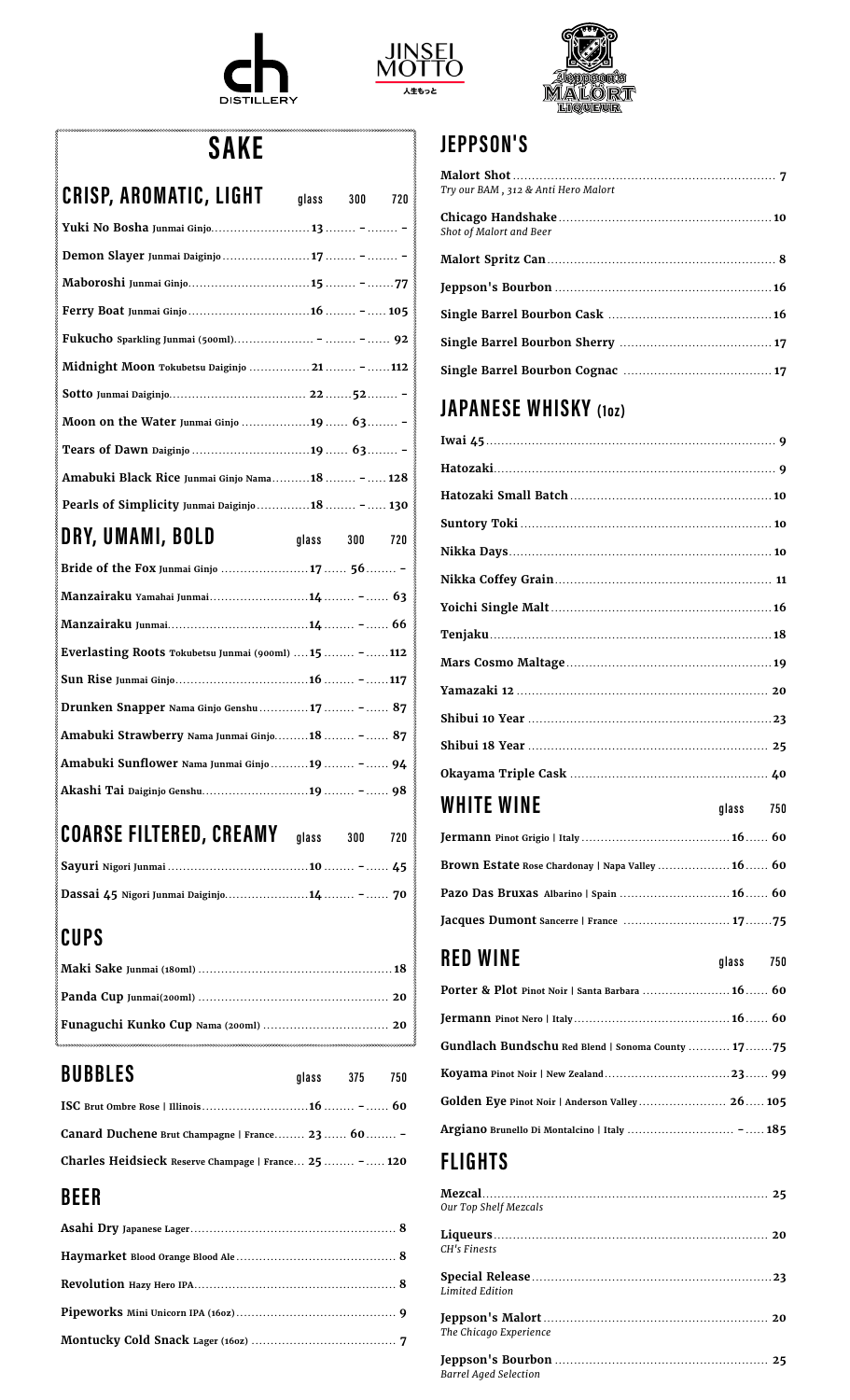ch DISTILLERY

JINSEI MOTTO 人生もっと

Jeppson's MALÖRT LIQUEUR

# SAKE

## CRISP, AROMATIC, LIGHT

| | glass | 300 | 720 |
|---|---|---|---|
| **Yuki No Bosha** Junmai Ginjo | 13 | - | - |
| **Demon Slayer** Junmai Daiginjo | 17 | - | - |
| **Maboroshi** Junmai Ginjo | 15 | - | 77 |
| **Ferry Boat** Junmai Ginjo | 16 | - | 105 |
| **Fukucho** Sparkling Junmai (500ml) | - | - | 92 |
| **Midnight Moon** Tokubetsu Daiginjo | 21 | - | 112 |
| **Sotto** Junmai Daiginjo | 22 | 52 | - |
| **Moon on the Water** Junmai Ginjo | 19 | 63 | - |
| **Tears of Dawn** Daiginjo | 19 | 63 | - |
| **Amabuki Black Rice** Junmai Ginjo Nama | 18 | - | 128 |
| **Pearls of Simplicity** Junmai Daiginjo | 18 | - | 130 |

## DRY, UMAMI, BOLD

| | glass | 300 | 720 |
|---|---|---|---|
| **Bride of the Fox** Junmai Ginjo | 17 | 56 | - |
| **Manzairaku** Yamahai Junmai | 14 | - | 63 |
| **Manzairaku** Junmai | 14 | - | 66 |
| **Everlasting Roots** Tokubetsu Junmai (900ml) | 15 | - | 112 |
| **Sun Rise** Junmai Ginjo | 16 | - | 117 |
| **Drunken Snapper** Nama Ginjo Genshu | 17 | - | 87 |
| **Amabuki Strawberry** Nama Junmai Ginjo | 18 | - | 87 |
| **Amabuki Sunflower** Nama Junmai Ginjo | 19 | - | 94 |
| **Akashi Tai** Daiginjo Genshu | 19 | - | 98 |

## COARSE FILTERED, CREAMY

| | glass | 300 | 720 |
|---|---|---|---|
| **Sayuri** Nigori Junmai | 10 | - | 45 |
| **Dassai 45** Nigori Junmai Daiginjo | 14 | - | 70 |

## CUPS

| | |
|---|---|
| **Maki Sake** Junmai (180ml) | 18 |
| **Panda Cup** Junmai(200ml) | 20 |
| **Funaguchi Kunko Cup** Nama (200ml) | 20 |

## BUBBLES

| | glass | 375 | 750 |
|---|---|---|---|
| **ISC** Brut Ombre Rose \| Illinois | 16 | - | 60 |
| **Canard Duchene** Brut Champagne \| France | 23 | 60 | - |
| **Charles Heidsieck** Reserve Champage \| France | 25 | - | 120 |

## BEER

| | |
|---|---|
| **Asahi Dry** Japanese Lager | 8 |
| **Haymarket** Blood Orange Blood Ale | 8 |
| **Revolution** Hazy Hero IPA | 8 |
| **Pipeworks** Mini Unicorn IPA (16oz) | 9 |
| **Montucky Cold Snack** Lager (16oz) | 7 |

## JEPPSON'S

| | |
|---|---|
| **Malort Shot**<br>*Try our BAM , 312 & Anti Hero Malort* | 7 |
| **Chicago Handshake**<br>*Shot of Malort and Beer* | 10 |
| **Malort Spritz Can** | 8 |
| **Jeppson's Bourbon** | 16 |
| **Single Barrel Bourbon Cask** | 16 |
| **Single Barrel Bourbon Sherry** | 17 |
| **Single Barrel Bourbon Cognac** | 17 |

## JAPANESE WHISKY (1oz)

| | |
|---|---|
| **Iwai 45** | 9 |
| **Hatozaki** | 9 |
| **Hatozaki Small Batch** | 10 |
| **Suntory Toki** | 10 |
| **Nikka Days** | 10 |
| **Nikka Coffey Grain** | 11 |
| **Yoichi Single Malt** | 16 |
| **Tenjaku** | 18 |
| **Mars Cosmo Maltage** | 19 |
| **Yamazaki 12** | 20 |
| **Shibui 10 Year** | 23 |
| **Shibui 18 Year** | 25 |
| **Okayama Triple Cask** | 40 |

## WHITE WINE

| | glass | 750 |
|---|---|---|
| **Jermann** Pinot Grigio \| Italy | 16 | 60 |
| **Brown Estate** Rose Chardonay \| Napa Valley | 16 | 60 |
| **Pazo Das Bruxas** Albarino \| Spain | 16 | 60 |
| **Jacques Dumont** Sancerre \| France | 17 | 75 |

## RED WINE

| | glass | 750 |
|---|---|---|
| **Porter & Plot** Pinot Noir \| Santa Barbara | 16 | 60 |
| **Jermann** Pinot Nero \| Italy | 16 | 60 |
| **Gundlach Bundschu** Red Blend \| Sonoma County | 17 | 75 |
| **Koyama** Pinot Noir \| New Zealand | 23 | 99 |
| **Golden Eye** Pinot Noir \| Anderson Valley | 26 | 105 |
| **Argiano** Brunello Di Montalcino \| Italy | - | 185 |

## FLIGHTS

| | |
|---|---|
| **Mezcal**<br>*Our Top Shelf Mezcals* | 25 |
| **Liqueurs**<br>*CH's Finests* | 20 |
| **Special Release**<br>*Limited Edition* | 23 |
| **Jeppson's Malort**<br>*The Chicago Experience* | 20 |
| **Jeppson's Bourbon**<br>*Barrel Aged Selection* | 25 |